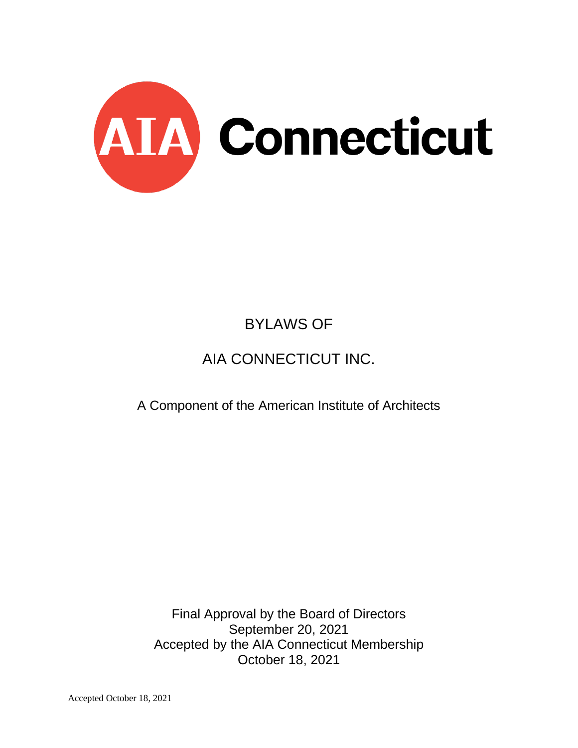AIA Connecticut

# BYLAWS OF

# AIA CONNECTICUT INC.

A Component of the American Institute of Architects

Final Approval by the Board of Directors
September 20, 2021
Accepted by the AIA Connecticut Membership
October 18, 2021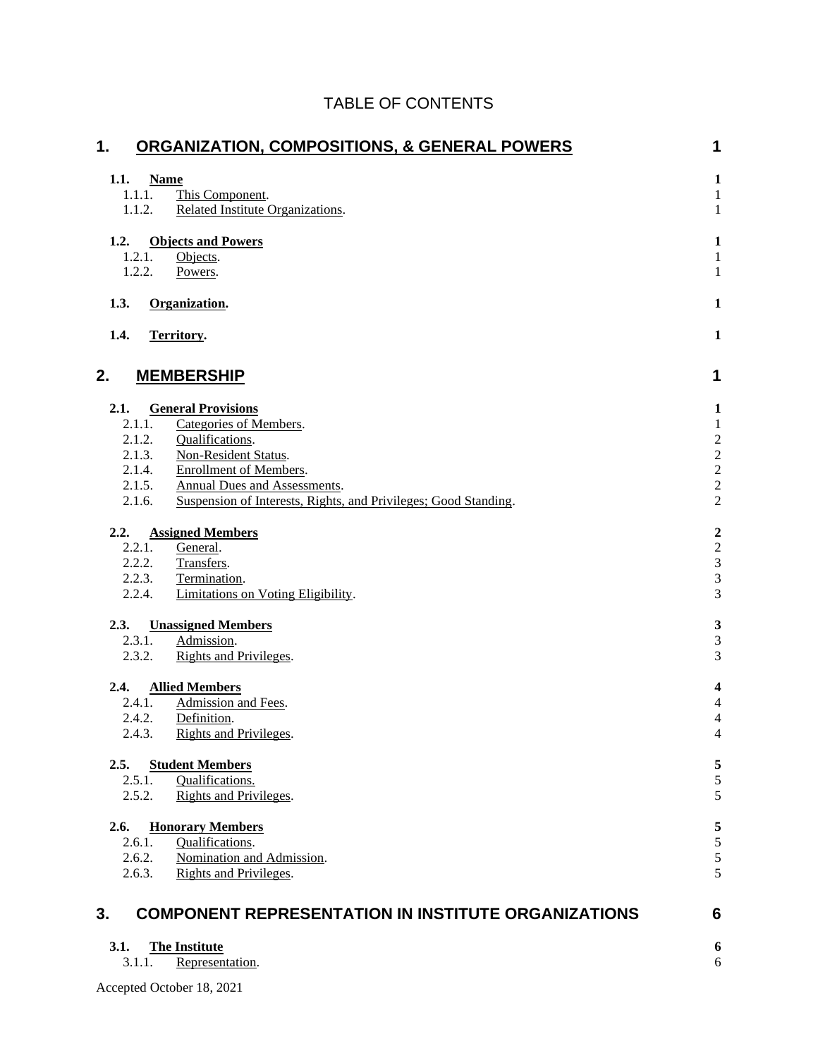TABLE OF CONTENTS

| | | |
|---|---|---|
| **1.** | **ORGANIZATION, COMPOSITIONS, & GENERAL POWERS** | **1** |
| **1.1.** | **Name** | **1** |
| 1.1.1. | This Component. | 1 |
| 1.1.2. | Related Institute Organizations. | 1 |
| **1.2.** | **Objects and Powers** | **1** |
| 1.2.1. | Objects. | 1 |
| 1.2.2. | Powers. | 1 |
| **1.3.** | **Organization.** | **1** |
| **1.4.** | **Territory.** | **1** |
| **2.** | **MEMBERSHIP** | **1** |
| **2.1.** | **General Provisions** | **1** |
| 2.1.1. | Categories of Members. | 1 |
| 2.1.2. | Qualifications. | 2 |
| 2.1.3. | Non-Resident Status. | 2 |
| 2.1.4. | Enrollment of Members. | 2 |
| 2.1.5. | Annual Dues and Assessments. | 2 |
| 2.1.6. | Suspension of Interests, Rights, and Privileges; Good Standing. | 2 |
| **2.2.** | **Assigned Members** | **2** |
| 2.2.1. | General. | 2 |
| 2.2.2. | Transfers. | 3 |
| 2.2.3. | Termination. | 3 |
| 2.2.4. | Limitations on Voting Eligibility. | 3 |
| **2.3.** | **Unassigned Members** | **3** |
| 2.3.1. | Admission. | 3 |
| 2.3.2. | Rights and Privileges. | 3 |
| **2.4.** | **Allied Members** | **4** |
| 2.4.1. | Admission and Fees. | 4 |
| 2.4.2. | Definition. | 4 |
| 2.4.3. | Rights and Privileges. | 4 |
| **2.5.** | **Student Members** | **5** |
| 2.5.1. | Qualifications. | 5 |
| 2.5.2. | Rights and Privileges. | 5 |
| **2.6.** | **Honorary Members** | **5** |
| 2.6.1. | Qualifications. | 5 |
| 2.6.2. | Nomination and Admission. | 5 |
| 2.6.3. | Rights and Privileges. | 5 |
| **3.** | **COMPONENT REPRESENTATION IN INSTITUTE ORGANIZATIONS** | **6** |
| **3.1.** | **The Institute** | **6** |
| 3.1.1. | Representation. | 6 |

Accepted October 18, 2021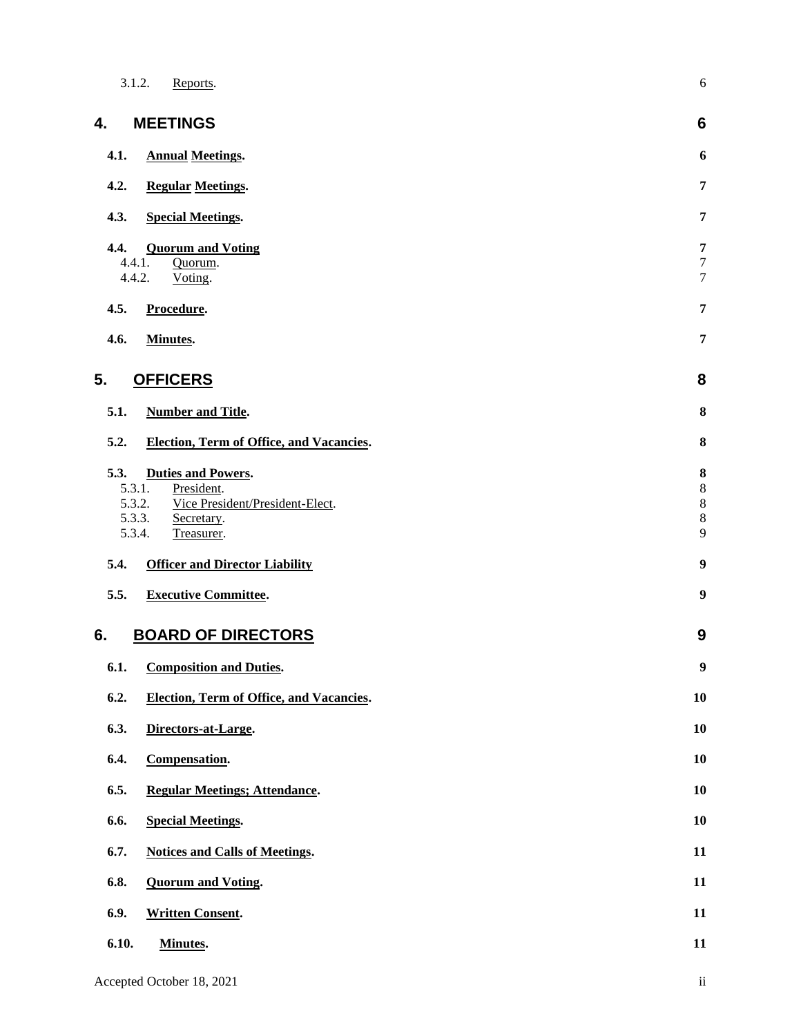3.1.2. Reports. 6

**4. MEETINGS** 6

**4.1. Annual Meetings.** 6

**4.2. Regular Meetings.** 7

**4.3. Special Meetings.** 7

**4.4. Quorum and Voting** 7

4.4.1. Quorum. 7

4.4.2. Voting. 7

**4.5. Procedure.** 7

**4.6. Minutes.** 7

**5. OFFICERS** 8

**5.1. Number and Title.** 8

**5.2. Election, Term of Office, and Vacancies.** 8

**5.3. Duties and Powers.** 8

5.3.1. President. 8

5.3.2. Vice President/President-Elect. 8

5.3.3. Secretary. 8

5.3.4. Treasurer. 9

**5.4. Officer and Director Liability** 9

**5.5. Executive Committee.** 9

**6. BOARD OF DIRECTORS** 9

**6.1. Composition and Duties.** 9

**6.2. Election, Term of Office, and Vacancies.** 10

**6.3. Directors-at-Large.** 10

**6.4. Compensation.** 10

**6.5. Regular Meetings; Attendance.** 10

**6.6. Special Meetings.** 10

**6.7. Notices and Calls of Meetings.** 11

**6.8. Quorum and Voting.** 11

**6.9. Written Consent.** 11

**6.10. Minutes.** 11

Accepted October 18, 2021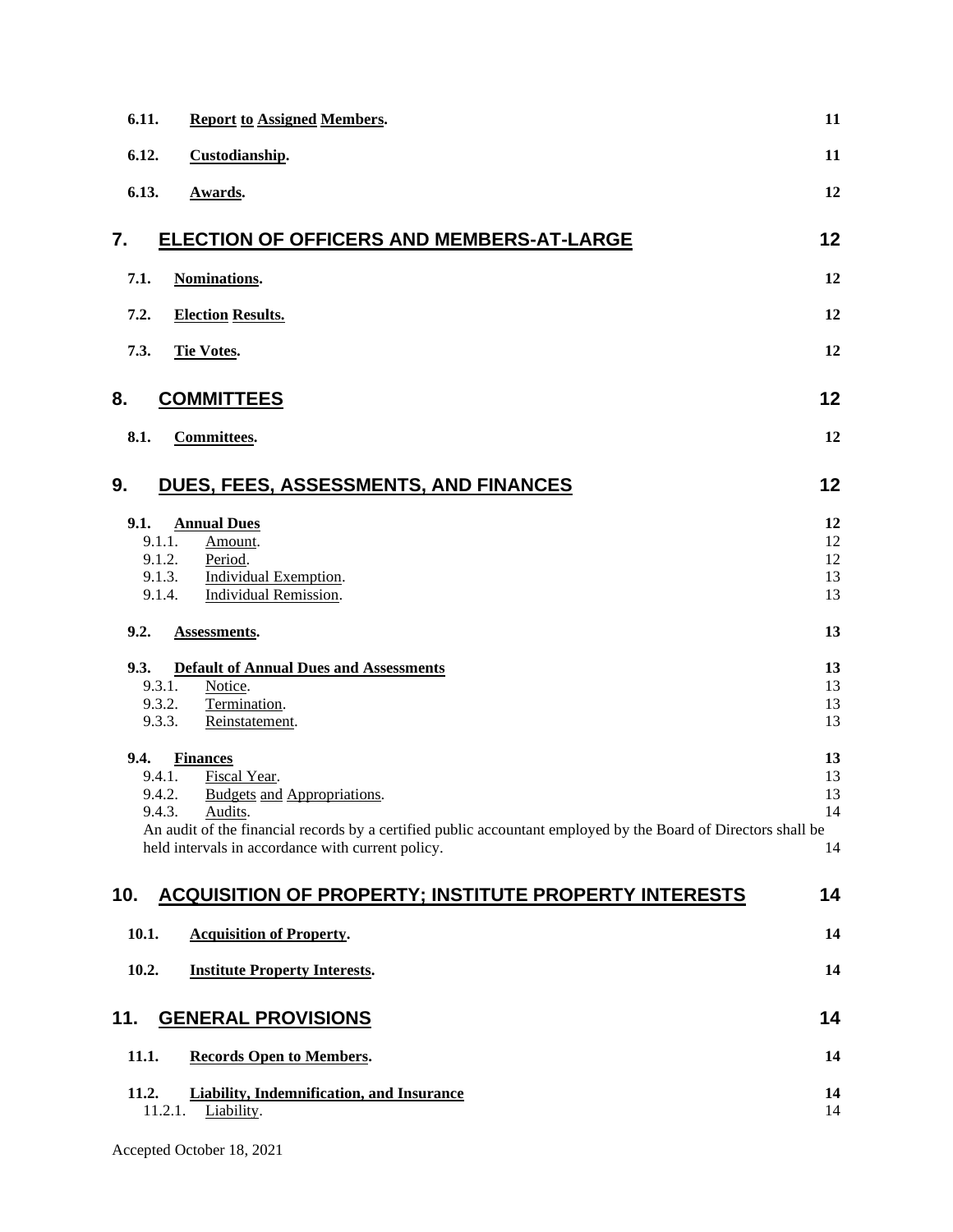**6.11. Report to Assigned Members.** 11

**6.12. Custodianship.** 11

**6.13. Awards.** 12

## 7. ELECTION OF OFFICERS AND MEMBERS-AT-LARGE 12

**7.1. Nominations.** 12

**7.2. Election Results.** 12

**7.3. Tie Votes.** 12

## 8. COMMITTEES 12

**8.1. Committees.** 12

## 9. DUES, FEES, ASSESSMENTS, AND FINANCES 12

**9.1. Annual Dues** 12

9.1.1. Amount. 12

9.1.2. Period. 12

9.1.3. Individual Exemption. 13

9.1.4. Individual Remission. 13

**9.2. Assessments.** 13

**9.3. Default of Annual Dues and Assessments** 13

9.3.1. Notice. 13

9.3.2. Termination. 13

9.3.3. Reinstatement. 13

**9.4. Finances** 13

9.4.1. Fiscal Year. 13

9.4.2. Budgets and Appropriations. 13

9.4.3. Audits. 14

An audit of the financial records by a certified public accountant employed by the Board of Directors shall be held intervals in accordance with current policy. 14

## 10. ACQUISITION OF PROPERTY; INSTITUTE PROPERTY INTERESTS 14

**10.1. Acquisition of Property.** 14

**10.2. Institute Property Interests.** 14

## 11. GENERAL PROVISIONS 14

**11.1. Records Open to Members.** 14

**11.2. Liability, Indemnification, and Insurance** 14

11.2.1. Liability. 14

Accepted October 18, 2021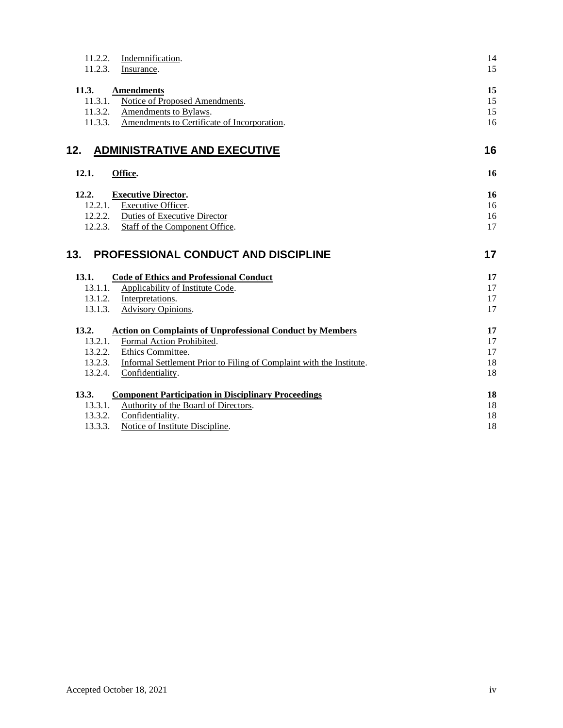| | | |
|---|---|---|
| 11.2.2. | Indemnification. | 14 |
| 11.2.3. | Insurance. | 15 |
| **11.3.** | **Amendments** | **15** |
| 11.3.1. | Notice of Proposed Amendments. | 15 |
| 11.3.2. | Amendments to Bylaws. | 15 |
| 11.3.3. | Amendments to Certificate of Incorporation. | 16 |
| **12.** | **ADMINISTRATIVE AND EXECUTIVE** | **16** |
| **12.1.** | **Office.** | **16** |
| **12.2.** | **Executive Director.** | **16** |
| 12.2.1. | Executive Officer. | 16 |
| 12.2.2. | Duties of Executive Director | 16 |
| 12.2.3. | Staff of the Component Office. | 17 |
| **13.** | **PROFESSIONAL CONDUCT AND DISCIPLINE** | **17** |
| **13.1.** | **Code of Ethics and Professional Conduct** | **17** |
| 13.1.1. | Applicability of Institute Code. | 17 |
| 13.1.2. | Interpretations. | 17 |
| 13.1.3. | Advisory Opinions. | 17 |
| **13.2.** | **Action on Complaints of Unprofessional Conduct by Members** | **17** |
| 13.2.1. | Formal Action Prohibited. | 17 |
| 13.2.2. | Ethics Committee. | 17 |
| 13.2.3. | Informal Settlement Prior to Filing of Complaint with the Institute. | 18 |
| 13.2.4. | Confidentiality. | 18 |
| **13.3.** | **Component Participation in Disciplinary Proceedings** | **18** |
| 13.3.1. | Authority of the Board of Directors. | 18 |
| 13.3.2. | Confidentiality. | 18 |
| 13.3.3. | Notice of Institute Discipline. | 18 |

Accepted October 18, 2021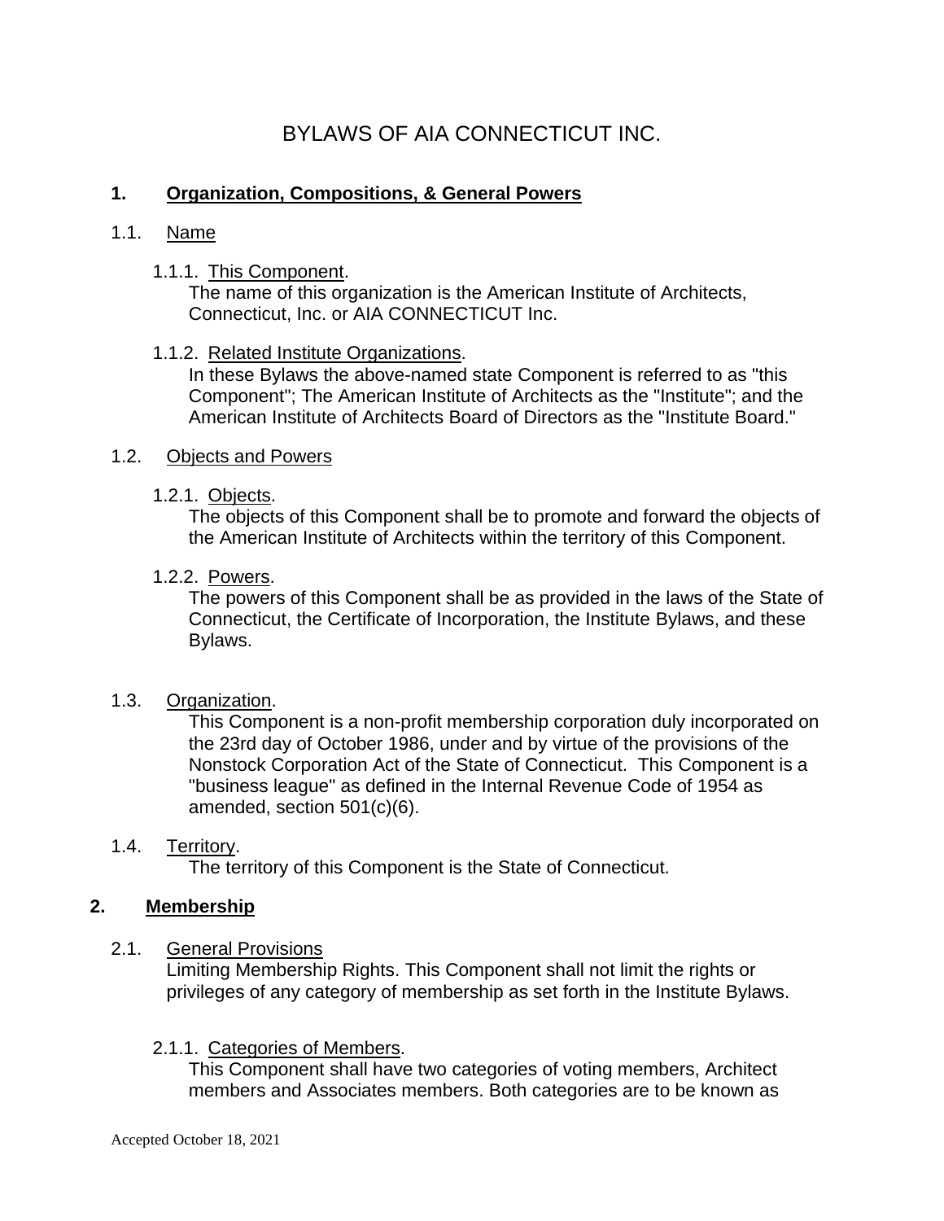# BYLAWS OF AIA CONNECTICUT INC.

## 1. Organization, Compositions, & General Powers

### 1.1. Name

**1.1.1. This Component.**

The name of this organization is the American Institute of Architects, Connecticut, Inc. or AIA CONNECTICUT Inc.

**1.1.2. Related Institute Organizations.**

In these Bylaws the above-named state Component is referred to as "this Component"; The American Institute of Architects as the "Institute"; and the American Institute of Architects Board of Directors as the "Institute Board."

### 1.2. Objects and Powers

**1.2.1. Objects.**

The objects of this Component shall be to promote and forward the objects of the American Institute of Architects within the territory of this Component.

**1.2.2. Powers.**

The powers of this Component shall be as provided in the laws of the State of Connecticut, the Certificate of Incorporation, the Institute Bylaws, and these Bylaws.

### 1.3. Organization.

This Component is a non-profit membership corporation duly incorporated on the 23rd day of October 1986, under and by virtue of the provisions of the Nonstock Corporation Act of the State of Connecticut. This Component is a "business league" as defined in the Internal Revenue Code of 1954 as amended, section 501(c)(6).

### 1.4. Territory.

The territory of this Component is the State of Connecticut.

## 2. Membership

### 2.1. General Provisions

Limiting Membership Rights. This Component shall not limit the rights or privileges of any category of membership as set forth in the Institute Bylaws.

**2.1.1. Categories of Members.**

This Component shall have two categories of voting members, Architect members and Associates members. Both categories are to be known as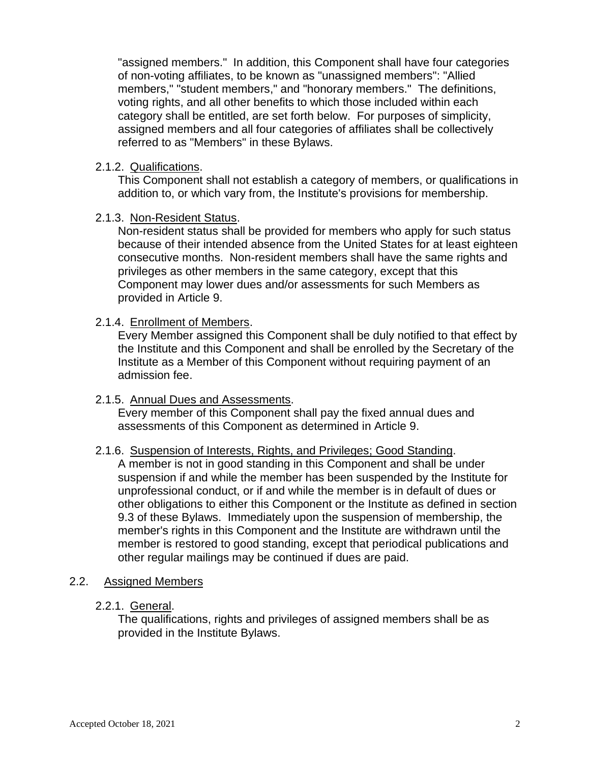"assigned members." In addition, this Component shall have four categories of non-voting affiliates, to be known as "unassigned members": "Allied members," "student members," and "honorary members." The definitions, voting rights, and all other benefits to which those included within each category shall be entitled, are set forth below. For purposes of simplicity, assigned members and all four categories of affiliates shall be collectively referred to as "Members" in these Bylaws.

2.1.2. Qualifications.

This Component shall not establish a category of members, or qualifications in addition to, or which vary from, the Institute's provisions for membership.

2.1.3. Non-Resident Status.

Non-resident status shall be provided for members who apply for such status because of their intended absence from the United States for at least eighteen consecutive months. Non-resident members shall have the same rights and privileges as other members in the same category, except that this Component may lower dues and/or assessments for such Members as provided in Article 9.

2.1.4. Enrollment of Members.

Every Member assigned this Component shall be duly notified to that effect by the Institute and this Component and shall be enrolled by the Secretary of the Institute as a Member of this Component without requiring payment of an admission fee.

2.1.5. Annual Dues and Assessments.

Every member of this Component shall pay the fixed annual dues and assessments of this Component as determined in Article 9.

2.1.6. Suspension of Interests, Rights, and Privileges; Good Standing.

A member is not in good standing in this Component and shall be under suspension if and while the member has been suspended by the Institute for unprofessional conduct, or if and while the member is in default of dues or other obligations to either this Component or the Institute as defined in section 9.3 of these Bylaws. Immediately upon the suspension of membership, the member's rights in this Component and the Institute are withdrawn until the member is restored to good standing, except that periodical publications and other regular mailings may be continued if dues are paid.

## 2.2. Assigned Members

2.2.1. General.

The qualifications, rights and privileges of assigned members shall be as provided in the Institute Bylaws.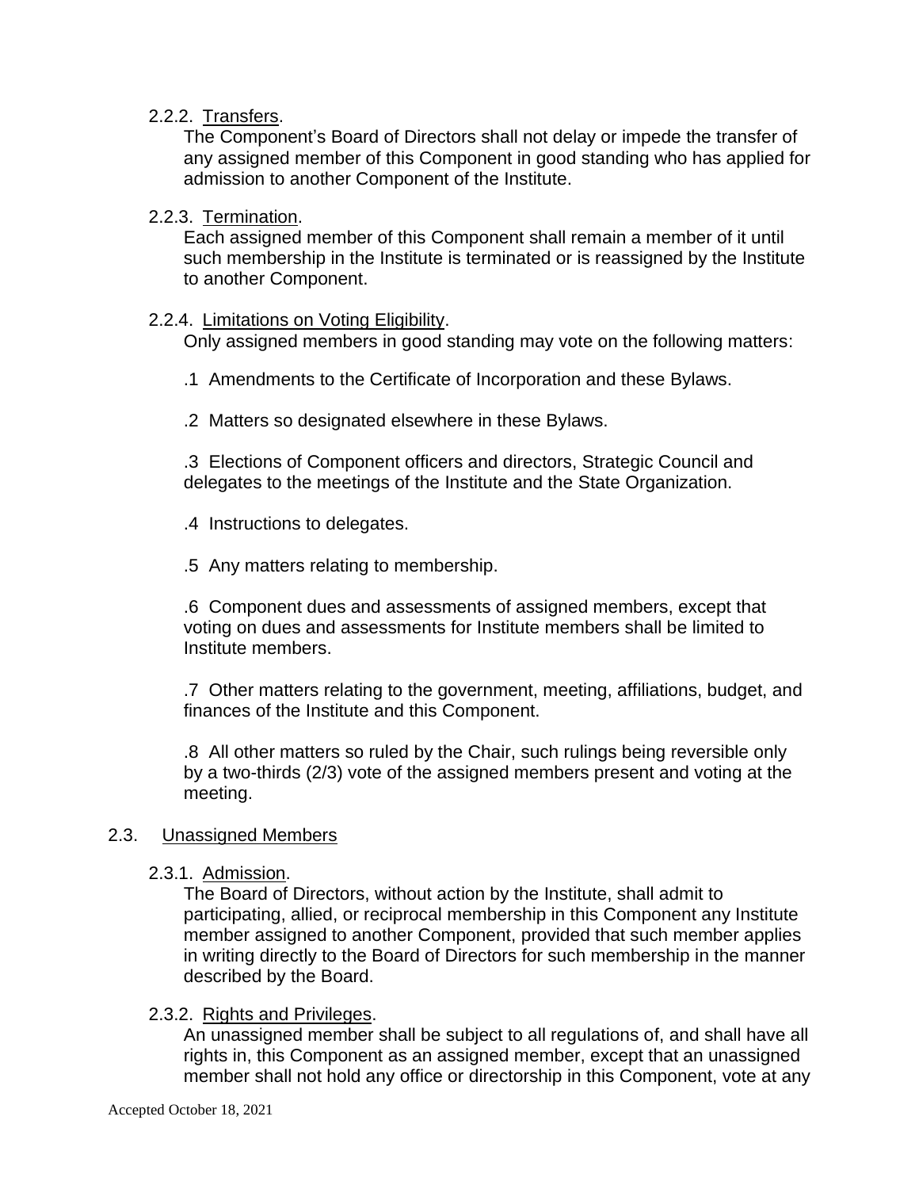2.2.2. Transfers.

The Component's Board of Directors shall not delay or impede the transfer of any assigned member of this Component in good standing who has applied for admission to another Component of the Institute.

2.2.3. Termination.

Each assigned member of this Component shall remain a member of it until such membership in the Institute is terminated or is reassigned by the Institute to another Component.

2.2.4. Limitations on Voting Eligibility.

Only assigned members in good standing may vote on the following matters:

.1 Amendments to the Certificate of Incorporation and these Bylaws.

.2 Matters so designated elsewhere in these Bylaws.

.3 Elections of Component officers and directors, Strategic Council and delegates to the meetings of the Institute and the State Organization.

.4 Instructions to delegates.

.5 Any matters relating to membership.

.6 Component dues and assessments of assigned members, except that voting on dues and assessments for Institute members shall be limited to Institute members.

.7 Other matters relating to the government, meeting, affiliations, budget, and finances of the Institute and this Component.

.8 All other matters so ruled by the Chair, such rulings being reversible only by a two-thirds (2/3) vote of the assigned members present and voting at the meeting.

2.3. Unassigned Members

2.3.1. Admission.

The Board of Directors, without action by the Institute, shall admit to participating, allied, or reciprocal membership in this Component any Institute member assigned to another Component, provided that such member applies in writing directly to the Board of Directors for such membership in the manner described by the Board.

2.3.2. Rights and Privileges.

An unassigned member shall be subject to all regulations of, and shall have all rights in, this Component as an assigned member, except that an unassigned member shall not hold any office or directorship in this Component, vote at any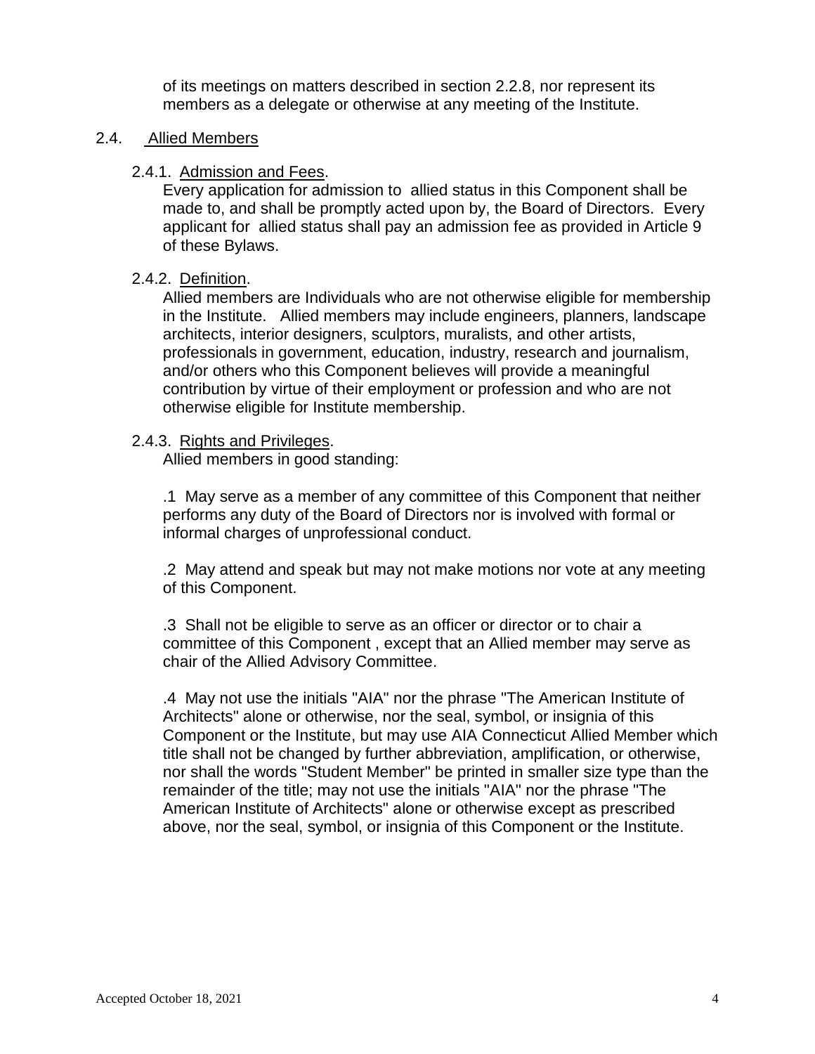of its meetings on matters described in section 2.2.8, nor represent its members as a delegate or otherwise at any meeting of the Institute.

## 2.4. Allied Members

### 2.4.1. Admission and Fees.

Every application for admission to allied status in this Component shall be made to, and shall be promptly acted upon by, the Board of Directors. Every applicant for allied status shall pay an admission fee as provided in Article 9 of these Bylaws.

### 2.4.2. Definition.

Allied members are Individuals who are not otherwise eligible for membership in the Institute. Allied members may include engineers, planners, landscape architects, interior designers, sculptors, muralists, and other artists, professionals in government, education, industry, research and journalism, and/or others who this Component believes will provide a meaningful contribution by virtue of their employment or profession and who are not otherwise eligible for Institute membership.

### 2.4.3. Rights and Privileges.

Allied members in good standing:

.1 May serve as a member of any committee of this Component that neither performs any duty of the Board of Directors nor is involved with formal or informal charges of unprofessional conduct.

.2 May attend and speak but may not make motions nor vote at any meeting of this Component.

.3 Shall not be eligible to serve as an officer or director or to chair a committee of this Component , except that an Allied member may serve as chair of the Allied Advisory Committee.

.4 May not use the initials "AIA" nor the phrase "The American Institute of Architects" alone or otherwise, nor the seal, symbol, or insignia of this Component or the Institute, but may use AIA Connecticut Allied Member which title shall not be changed by further abbreviation, amplification, or otherwise, nor shall the words "Student Member" be printed in smaller size type than the remainder of the title; may not use the initials "AIA" nor the phrase "The American Institute of Architects" alone or otherwise except as prescribed above, nor the seal, symbol, or insignia of this Component or the Institute.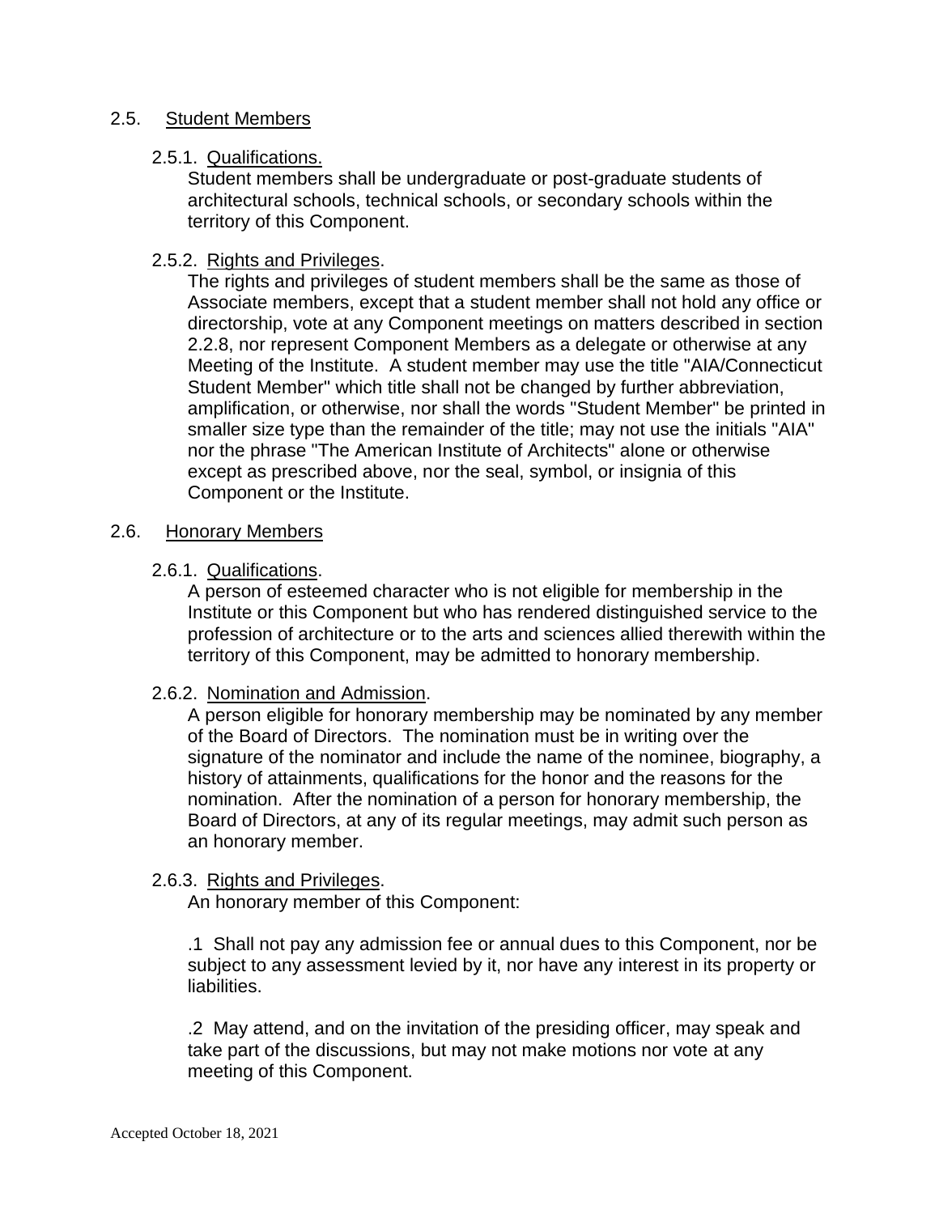## 2.5. Student Members

### 2.5.1. Qualifications.

Student members shall be undergraduate or post-graduate students of architectural schools, technical schools, or secondary schools within the territory of this Component.

### 2.5.2. Rights and Privileges.

The rights and privileges of student members shall be the same as those of Associate members, except that a student member shall not hold any office or directorship, vote at any Component meetings on matters described in section 2.2.8, nor represent Component Members as a delegate or otherwise at any Meeting of the Institute. A student member may use the title "AIA/Connecticut Student Member" which title shall not be changed by further abbreviation, amplification, or otherwise, nor shall the words "Student Member" be printed in smaller size type than the remainder of the title; may not use the initials "AIA" nor the phrase "The American Institute of Architects" alone or otherwise except as prescribed above, nor the seal, symbol, or insignia of this Component or the Institute.

## 2.6. Honorary Members

### 2.6.1. Qualifications.

A person of esteemed character who is not eligible for membership in the Institute or this Component but who has rendered distinguished service to the profession of architecture or to the arts and sciences allied therewith within the territory of this Component, may be admitted to honorary membership.

### 2.6.2. Nomination and Admission.

A person eligible for honorary membership may be nominated by any member of the Board of Directors. The nomination must be in writing over the signature of the nominator and include the name of the nominee, biography, a history of attainments, qualifications for the honor and the reasons for the nomination. After the nomination of a person for honorary membership, the Board of Directors, at any of its regular meetings, may admit such person as an honorary member.

### 2.6.3. Rights and Privileges.

An honorary member of this Component:

.1 Shall not pay any admission fee or annual dues to this Component, nor be subject to any assessment levied by it, nor have any interest in its property or liabilities.

.2 May attend, and on the invitation of the presiding officer, may speak and take part of the discussions, but may not make motions nor vote at any meeting of this Component.

Accepted October 18, 2021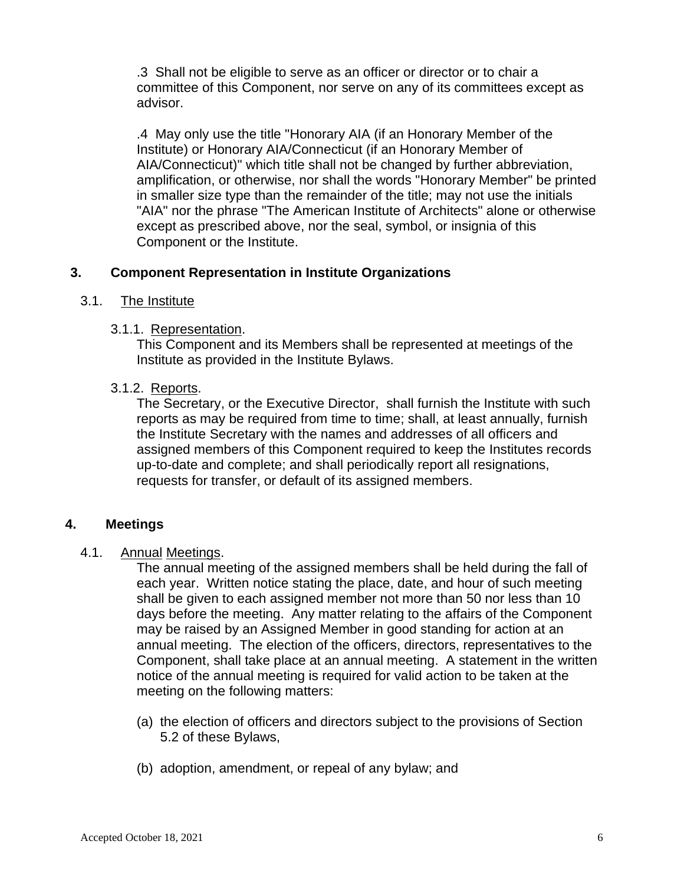.3 Shall not be eligible to serve as an officer or director or to chair a committee of this Component, nor serve on any of its committees except as advisor.

.4 May only use the title "Honorary AIA (if an Honorary Member of the Institute) or Honorary AIA/Connecticut (if an Honorary Member of AIA/Connecticut)" which title shall not be changed by further abbreviation, amplification, or otherwise, nor shall the words "Honorary Member" be printed in smaller size type than the remainder of the title; may not use the initials "AIA" nor the phrase "The American Institute of Architects" alone or otherwise except as prescribed above, nor the seal, symbol, or insignia of this Component or the Institute.

## 3. Component Representation in Institute Organizations

### 3.1. The Institute

#### 3.1.1. Representation.

This Component and its Members shall be represented at meetings of the Institute as provided in the Institute Bylaws.

#### 3.1.2. Reports.

The Secretary, or the Executive Director, shall furnish the Institute with such reports as may be required from time to time; shall, at least annually, furnish the Institute Secretary with the names and addresses of all officers and assigned members of this Component required to keep the Institutes records up-to-date and complete; and shall periodically report all resignations, requests for transfer, or default of its assigned members.

## 4. Meetings

### 4.1. Annual Meetings.

The annual meeting of the assigned members shall be held during the fall of each year. Written notice stating the place, date, and hour of such meeting shall be given to each assigned member not more than 50 nor less than 10 days before the meeting. Any matter relating to the affairs of the Component may be raised by an Assigned Member in good standing for action at an annual meeting. The election of the officers, directors, representatives to the Component, shall take place at an annual meeting. A statement in the written notice of the annual meeting is required for valid action to be taken at the meeting on the following matters:

(a) the election of officers and directors subject to the provisions of Section 5.2 of these Bylaws,

(b) adoption, amendment, or repeal of any bylaw; and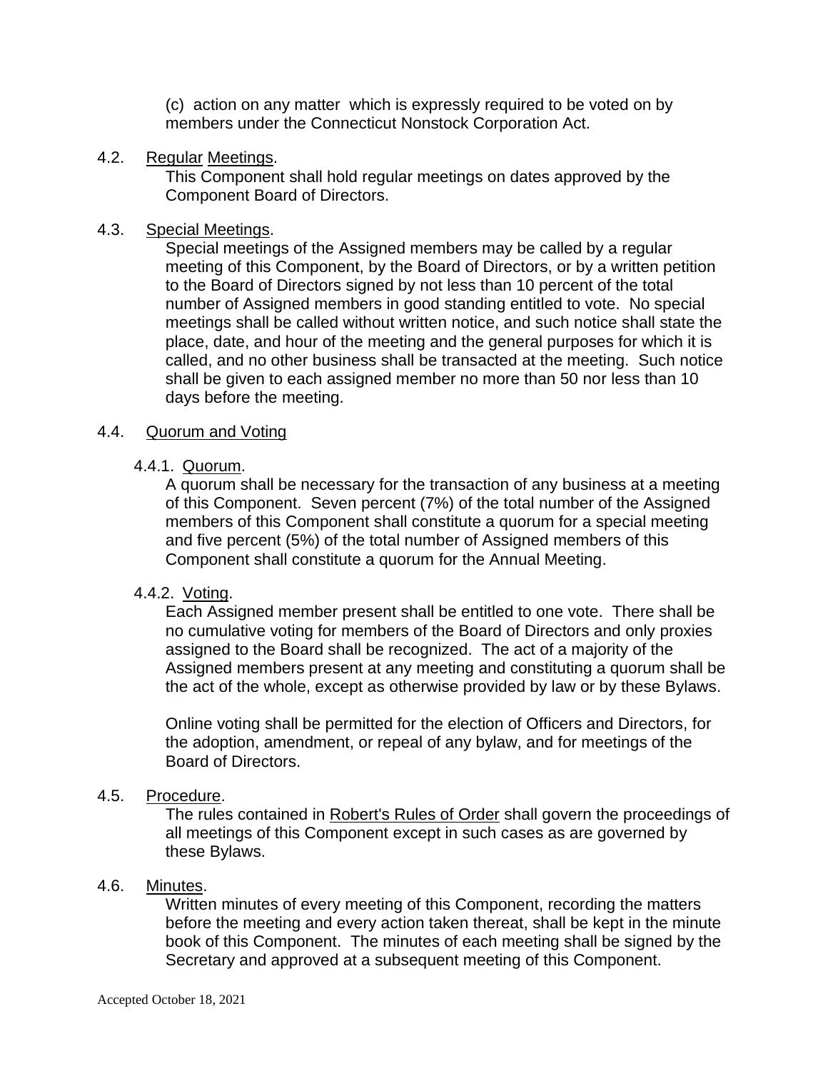(c) action on any matter which is expressly required to be voted on by members under the Connecticut Nonstock Corporation Act.

4.2. Regular Meetings.

This Component shall hold regular meetings on dates approved by the Component Board of Directors.

4.3. Special Meetings.

Special meetings of the Assigned members may be called by a regular meeting of this Component, by the Board of Directors, or by a written petition to the Board of Directors signed by not less than 10 percent of the total number of Assigned members in good standing entitled to vote. No special meetings shall be called without written notice, and such notice shall state the place, date, and hour of the meeting and the general purposes for which it is called, and no other business shall be transacted at the meeting. Such notice shall be given to each assigned member no more than 50 nor less than 10 days before the meeting.

4.4. Quorum and Voting

4.4.1. Quorum.

A quorum shall be necessary for the transaction of any business at a meeting of this Component. Seven percent (7%) of the total number of the Assigned members of this Component shall constitute a quorum for a special meeting and five percent (5%) of the total number of Assigned members of this Component shall constitute a quorum for the Annual Meeting.

4.4.2. Voting.

Each Assigned member present shall be entitled to one vote. There shall be no cumulative voting for members of the Board of Directors and only proxies assigned to the Board shall be recognized. The act of a majority of the Assigned members present at any meeting and constituting a quorum shall be the act of the whole, except as otherwise provided by law or by these Bylaws.

Online voting shall be permitted for the election of Officers and Directors, for the adoption, amendment, or repeal of any bylaw, and for meetings of the Board of Directors.

4.5. Procedure.

The rules contained in Robert's Rules of Order shall govern the proceedings of all meetings of this Component except in such cases as are governed by these Bylaws.

4.6. Minutes.

Written minutes of every meeting of this Component, recording the matters before the meeting and every action taken thereat, shall be kept in the minute book of this Component. The minutes of each meeting shall be signed by the Secretary and approved at a subsequent meeting of this Component.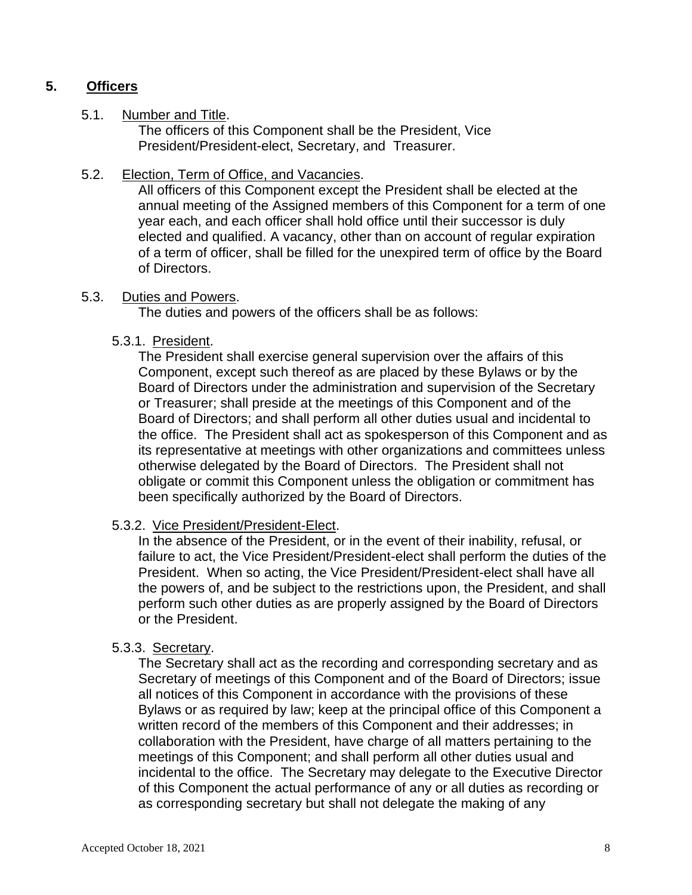## 5. Officers

### 5.1. Number and Title.

The officers of this Component shall be the President, Vice President/President-elect, Secretary, and Treasurer.

### 5.2. Election, Term of Office, and Vacancies.

All officers of this Component except the President shall be elected at the annual meeting of the Assigned members of this Component for a term of one year each, and each officer shall hold office until their successor is duly elected and qualified. A vacancy, other than on account of regular expiration of a term of officer, shall be filled for the unexpired term of office by the Board of Directors.

### 5.3. Duties and Powers.

The duties and powers of the officers shall be as follows:

#### 5.3.1. President.

The President shall exercise general supervision over the affairs of this Component, except such thereof as are placed by these Bylaws or by the Board of Directors under the administration and supervision of the Secretary or Treasurer; shall preside at the meetings of this Component and of the Board of Directors; and shall perform all other duties usual and incidental to the office. The President shall act as spokesperson of this Component and as its representative at meetings with other organizations and committees unless otherwise delegated by the Board of Directors. The President shall not obligate or commit this Component unless the obligation or commitment has been specifically authorized by the Board of Directors.

#### 5.3.2. Vice President/President-Elect.

In the absence of the President, or in the event of their inability, refusal, or failure to act, the Vice President/President-elect shall perform the duties of the President. When so acting, the Vice President/President-elect shall have all the powers of, and be subject to the restrictions upon, the President, and shall perform such other duties as are properly assigned by the Board of Directors or the President.

#### 5.3.3. Secretary.

The Secretary shall act as the recording and corresponding secretary and as Secretary of meetings of this Component and of the Board of Directors; issue all notices of this Component in accordance with the provisions of these Bylaws or as required by law; keep at the principal office of this Component a written record of the members of this Component and their addresses; in collaboration with the President, have charge of all matters pertaining to the meetings of this Component; and shall perform all other duties usual and incidental to the office. The Secretary may delegate to the Executive Director of this Component the actual performance of any or all duties as recording or as corresponding secretary but shall not delegate the making of any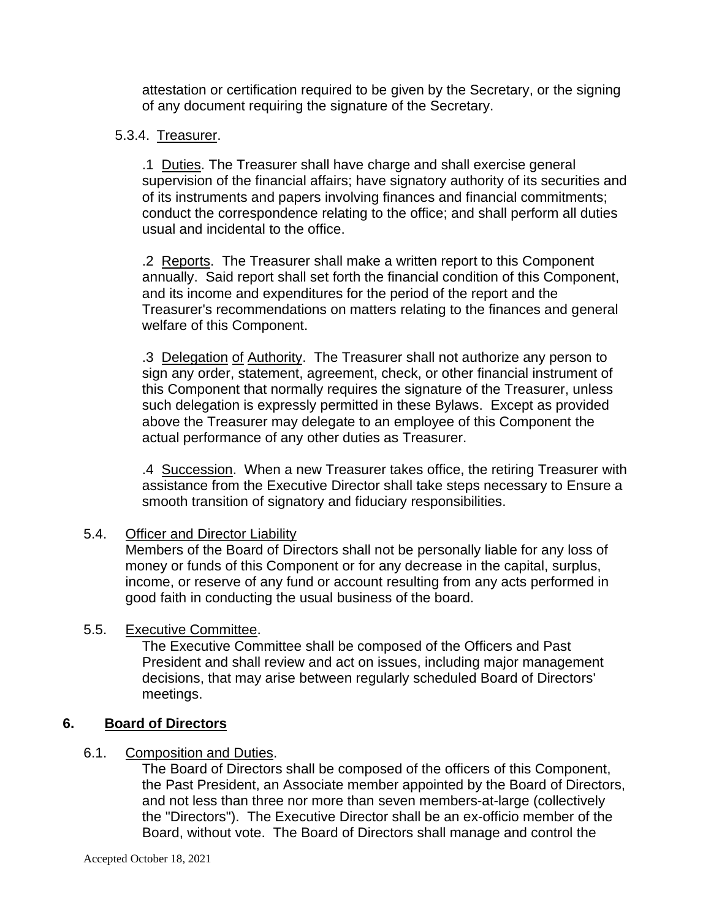attestation or certification required to be given by the Secretary, or the signing of any document requiring the signature of the Secretary.

5.3.4. Treasurer.

.1 Duties. The Treasurer shall have charge and shall exercise general supervision of the financial affairs; have signatory authority of its securities and of its instruments and papers involving finances and financial commitments; conduct the correspondence relating to the office; and shall perform all duties usual and incidental to the office.

.2 Reports. The Treasurer shall make a written report to this Component annually. Said report shall set forth the financial condition of this Component, and its income and expenditures for the period of the report and the Treasurer's recommendations on matters relating to the finances and general welfare of this Component.

.3 Delegation of Authority. The Treasurer shall not authorize any person to sign any order, statement, agreement, check, or other financial instrument of this Component that normally requires the signature of the Treasurer, unless such delegation is expressly permitted in these Bylaws. Except as provided above the Treasurer may delegate to an employee of this Component the actual performance of any other duties as Treasurer.

.4 Succession. When a new Treasurer takes office, the retiring Treasurer with assistance from the Executive Director shall take steps necessary to Ensure a smooth transition of signatory and fiduciary responsibilities.

5.4. Officer and Director Liability

Members of the Board of Directors shall not be personally liable for any loss of money or funds of this Component or for any decrease in the capital, surplus, income, or reserve of any fund or account resulting from any acts performed in good faith in conducting the usual business of the board.

5.5. Executive Committee.

The Executive Committee shall be composed of the Officers and Past President and shall review and act on issues, including major management decisions, that may arise between regularly scheduled Board of Directors' meetings.

## 6. Board of Directors

6.1. Composition and Duties.

The Board of Directors shall be composed of the officers of this Component, the Past President, an Associate member appointed by the Board of Directors, and not less than three nor more than seven members-at-large (collectively the "Directors"). The Executive Director shall be an ex-officio member of the Board, without vote. The Board of Directors shall manage and control the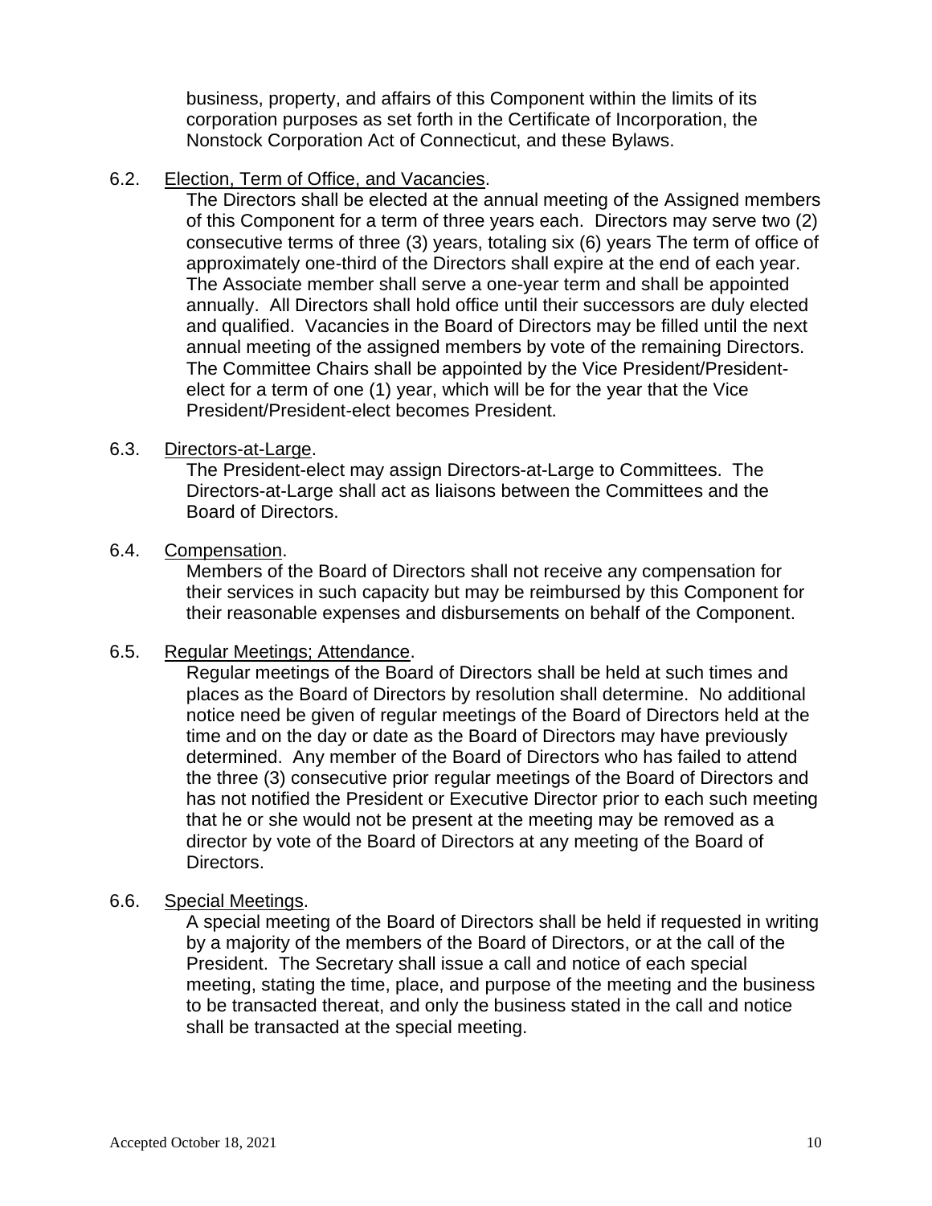business, property, and affairs of this Component within the limits of its corporation purposes as set forth in the Certificate of Incorporation, the Nonstock Corporation Act of Connecticut, and these Bylaws.

6.2. Election, Term of Office, and Vacancies.

The Directors shall be elected at the annual meeting of the Assigned members of this Component for a term of three years each. Directors may serve two (2) consecutive terms of three (3) years, totaling six (6) years The term of office of approximately one-third of the Directors shall expire at the end of each year. The Associate member shall serve a one-year term and shall be appointed annually. All Directors shall hold office until their successors are duly elected and qualified. Vacancies in the Board of Directors may be filled until the next annual meeting of the assigned members by vote of the remaining Directors. The Committee Chairs shall be appointed by the Vice President/President-elect for a term of one (1) year, which will be for the year that the Vice President/President-elect becomes President.

6.3. Directors-at-Large.

The President-elect may assign Directors-at-Large to Committees. The Directors-at-Large shall act as liaisons between the Committees and the Board of Directors.

6.4. Compensation.

Members of the Board of Directors shall not receive any compensation for their services in such capacity but may be reimbursed by this Component for their reasonable expenses and disbursements on behalf of the Component.

6.5. Regular Meetings; Attendance.

Regular meetings of the Board of Directors shall be held at such times and places as the Board of Directors by resolution shall determine. No additional notice need be given of regular meetings of the Board of Directors held at the time and on the day or date as the Board of Directors may have previously determined. Any member of the Board of Directors who has failed to attend the three (3) consecutive prior regular meetings of the Board of Directors and has not notified the President or Executive Director prior to each such meeting that he or she would not be present at the meeting may be removed as a director by vote of the Board of Directors at any meeting of the Board of Directors.

6.6. Special Meetings.

A special meeting of the Board of Directors shall be held if requested in writing by a majority of the members of the Board of Directors, or at the call of the President. The Secretary shall issue a call and notice of each special meeting, stating the time, place, and purpose of the meeting and the business to be transacted thereat, and only the business stated in the call and notice shall be transacted at the special meeting.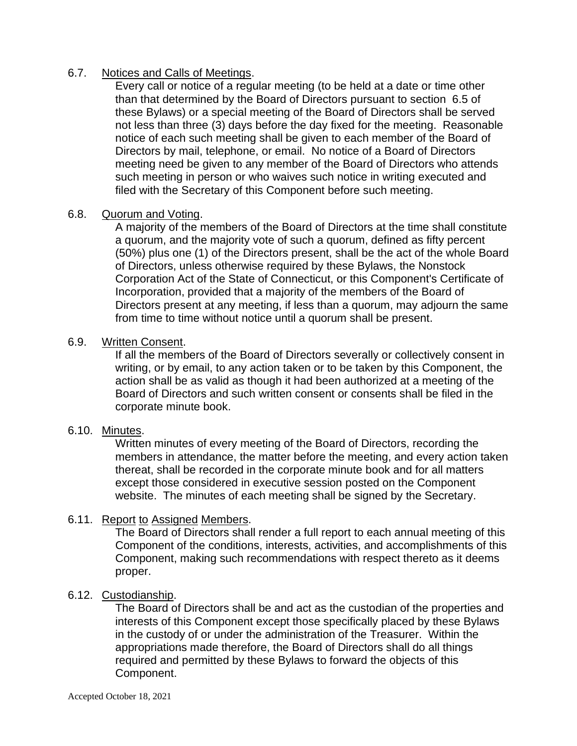6.7. Notices and Calls of Meetings.

Every call or notice of a regular meeting (to be held at a date or time other than that determined by the Board of Directors pursuant to section 6.5 of these Bylaws) or a special meeting of the Board of Directors shall be served not less than three (3) days before the day fixed for the meeting. Reasonable notice of each such meeting shall be given to each member of the Board of Directors by mail, telephone, or email. No notice of a Board of Directors meeting need be given to any member of the Board of Directors who attends such meeting in person or who waives such notice in writing executed and filed with the Secretary of this Component before such meeting.

6.8. Quorum and Voting.

A majority of the members of the Board of Directors at the time shall constitute a quorum, and the majority vote of such a quorum, defined as fifty percent (50%) plus one (1) of the Directors present, shall be the act of the whole Board of Directors, unless otherwise required by these Bylaws, the Nonstock Corporation Act of the State of Connecticut, or this Component's Certificate of Incorporation, provided that a majority of the members of the Board of Directors present at any meeting, if less than a quorum, may adjourn the same from time to time without notice until a quorum shall be present.

6.9. Written Consent.

If all the members of the Board of Directors severally or collectively consent in writing, or by email, to any action taken or to be taken by this Component, the action shall be as valid as though it had been authorized at a meeting of the Board of Directors and such written consent or consents shall be filed in the corporate minute book.

6.10. Minutes.

Written minutes of every meeting of the Board of Directors, recording the members in attendance, the matter before the meeting, and every action taken thereat, shall be recorded in the corporate minute book and for all matters except those considered in executive session posted on the Component website. The minutes of each meeting shall be signed by the Secretary.

6.11. Report to Assigned Members.

The Board of Directors shall render a full report to each annual meeting of this Component of the conditions, interests, activities, and accomplishments of this Component, making such recommendations with respect thereto as it deems proper.

6.12. Custodianship.

The Board of Directors shall be and act as the custodian of the properties and interests of this Component except those specifically placed by these Bylaws in the custody of or under the administration of the Treasurer. Within the appropriations made therefore, the Board of Directors shall do all things required and permitted by these Bylaws to forward the objects of this Component.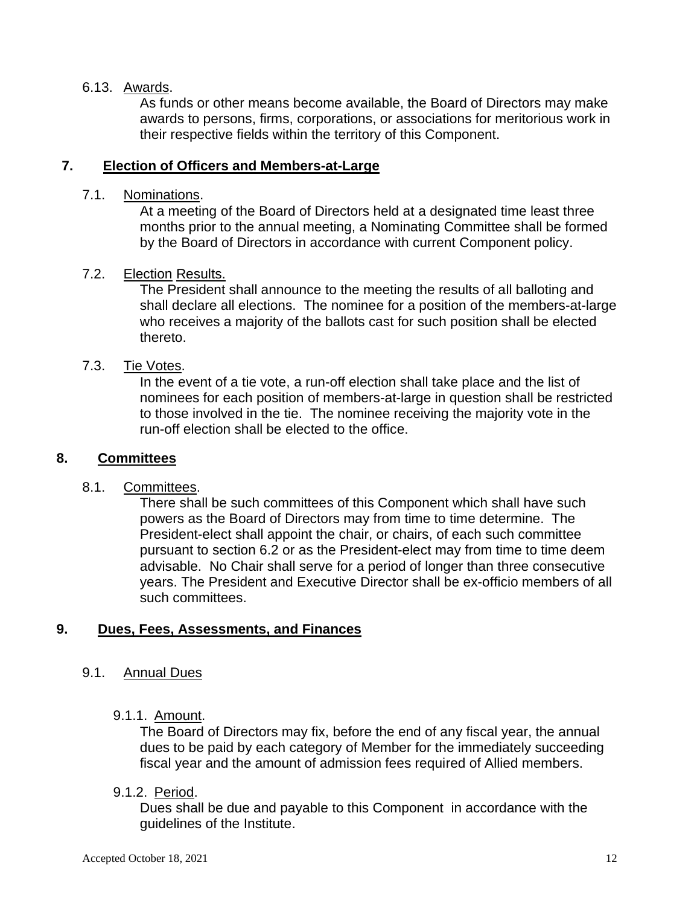6.13. Awards.

As funds or other means become available, the Board of Directors may make awards to persons, firms, corporations, or associations for meritorious work in their respective fields within the territory of this Component.

## 7. Election of Officers and Members-at-Large

7.1. Nominations.

At a meeting of the Board of Directors held at a designated time least three months prior to the annual meeting, a Nominating Committee shall be formed by the Board of Directors in accordance with current Component policy.

7.2. Election Results.

The President shall announce to the meeting the results of all balloting and shall declare all elections. The nominee for a position of the members-at-large who receives a majority of the ballots cast for such position shall be elected thereto.

7.3. Tie Votes.

In the event of a tie vote, a run-off election shall take place and the list of nominees for each position of members-at-large in question shall be restricted to those involved in the tie. The nominee receiving the majority vote in the run-off election shall be elected to the office.

## 8. Committees

8.1. Committees.

There shall be such committees of this Component which shall have such powers as the Board of Directors may from time to time determine. The President-elect shall appoint the chair, or chairs, of each such committee pursuant to section 6.2 or as the President-elect may from time to time deem advisable. No Chair shall serve for a period of longer than three consecutive years. The President and Executive Director shall be ex-officio members of all such committees.

## 9. Dues, Fees, Assessments, and Finances

9.1. Annual Dues

9.1.1. Amount.

The Board of Directors may fix, before the end of any fiscal year, the annual dues to be paid by each category of Member for the immediately succeeding fiscal year and the amount of admission fees required of Allied members.

9.1.2. Period.

Dues shall be due and payable to this Component in accordance with the guidelines of the Institute.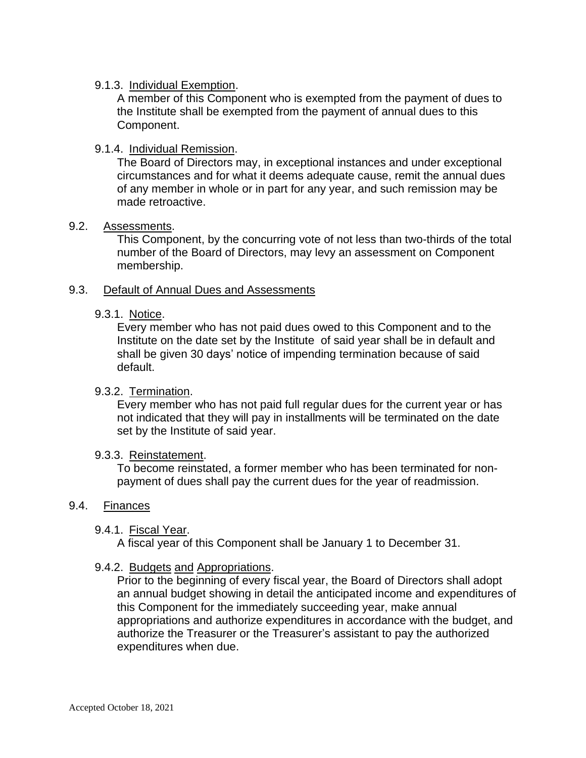9.1.3. Individual Exemption.

A member of this Component who is exempted from the payment of dues to the Institute shall be exempted from the payment of annual dues to this Component.

9.1.4. Individual Remission.

The Board of Directors may, in exceptional instances and under exceptional circumstances and for what it deems adequate cause, remit the annual dues of any member in whole or in part for any year, and such remission may be made retroactive.

9.2. Assessments.

This Component, by the concurring vote of not less than two-thirds of the total number of the Board of Directors, may levy an assessment on Component membership.

9.3. Default of Annual Dues and Assessments

9.3.1. Notice.

Every member who has not paid dues owed to this Component and to the Institute on the date set by the Institute of said year shall be in default and shall be given 30 days' notice of impending termination because of said default.

9.3.2. Termination.

Every member who has not paid full regular dues for the current year or has not indicated that they will pay in installments will be terminated on the date set by the Institute of said year.

9.3.3. Reinstatement.

To become reinstated, a former member who has been terminated for non-payment of dues shall pay the current dues for the year of readmission.

9.4. Finances

9.4.1. Fiscal Year.

A fiscal year of this Component shall be January 1 to December 31.

9.4.2. Budgets and Appropriations.

Prior to the beginning of every fiscal year, the Board of Directors shall adopt an annual budget showing in detail the anticipated income and expenditures of this Component for the immediately succeeding year, make annual appropriations and authorize expenditures in accordance with the budget, and authorize the Treasurer or the Treasurer's assistant to pay the authorized expenditures when due.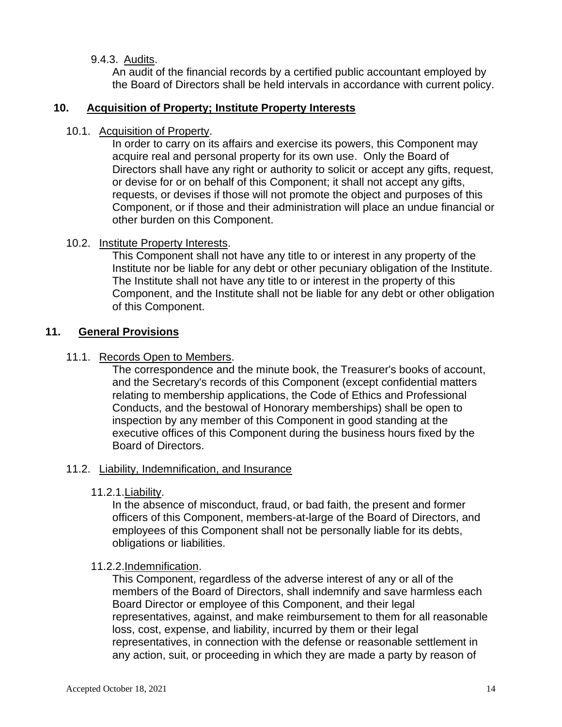9.4.3. Audits.

An audit of the financial records by a certified public accountant employed by the Board of Directors shall be held intervals in accordance with current policy.

## 10. Acquisition of Property; Institute Property Interests

10.1. Acquisition of Property.

In order to carry on its affairs and exercise its powers, this Component may acquire real and personal property for its own use. Only the Board of Directors shall have any right or authority to solicit or accept any gifts, request, or devise for or on behalf of this Component; it shall not accept any gifts, requests, or devises if those will not promote the object and purposes of this Component, or if those and their administration will place an undue financial or other burden on this Component.

10.2. Institute Property Interests.

This Component shall not have any title to or interest in any property of the Institute nor be liable for any debt or other pecuniary obligation of the Institute. The Institute shall not have any title to or interest in the property of this Component, and the Institute shall not be liable for any debt or other obligation of this Component.

## 11. General Provisions

11.1. Records Open to Members.

The correspondence and the minute book, the Treasurer's books of account, and the Secretary's records of this Component (except confidential matters relating to membership applications, the Code of Ethics and Professional Conducts, and the bestowal of Honorary memberships) shall be open to inspection by any member of this Component in good standing at the executive offices of this Component during the business hours fixed by the Board of Directors.

11.2. Liability, Indemnification, and Insurance

11.2.1. Liability.

In the absence of misconduct, fraud, or bad faith, the present and former officers of this Component, members-at-large of the Board of Directors, and employees of this Component shall not be personally liable for its debts, obligations or liabilities.

11.2.2. Indemnification.

This Component, regardless of the adverse interest of any or all of the members of the Board of Directors, shall indemnify and save harmless each Board Director or employee of this Component, and their legal representatives, against, and make reimbursement to them for all reasonable loss, cost, expense, and liability, incurred by them or their legal representatives, in connection with the defense or reasonable settlement in any action, suit, or proceeding in which they are made a party by reason of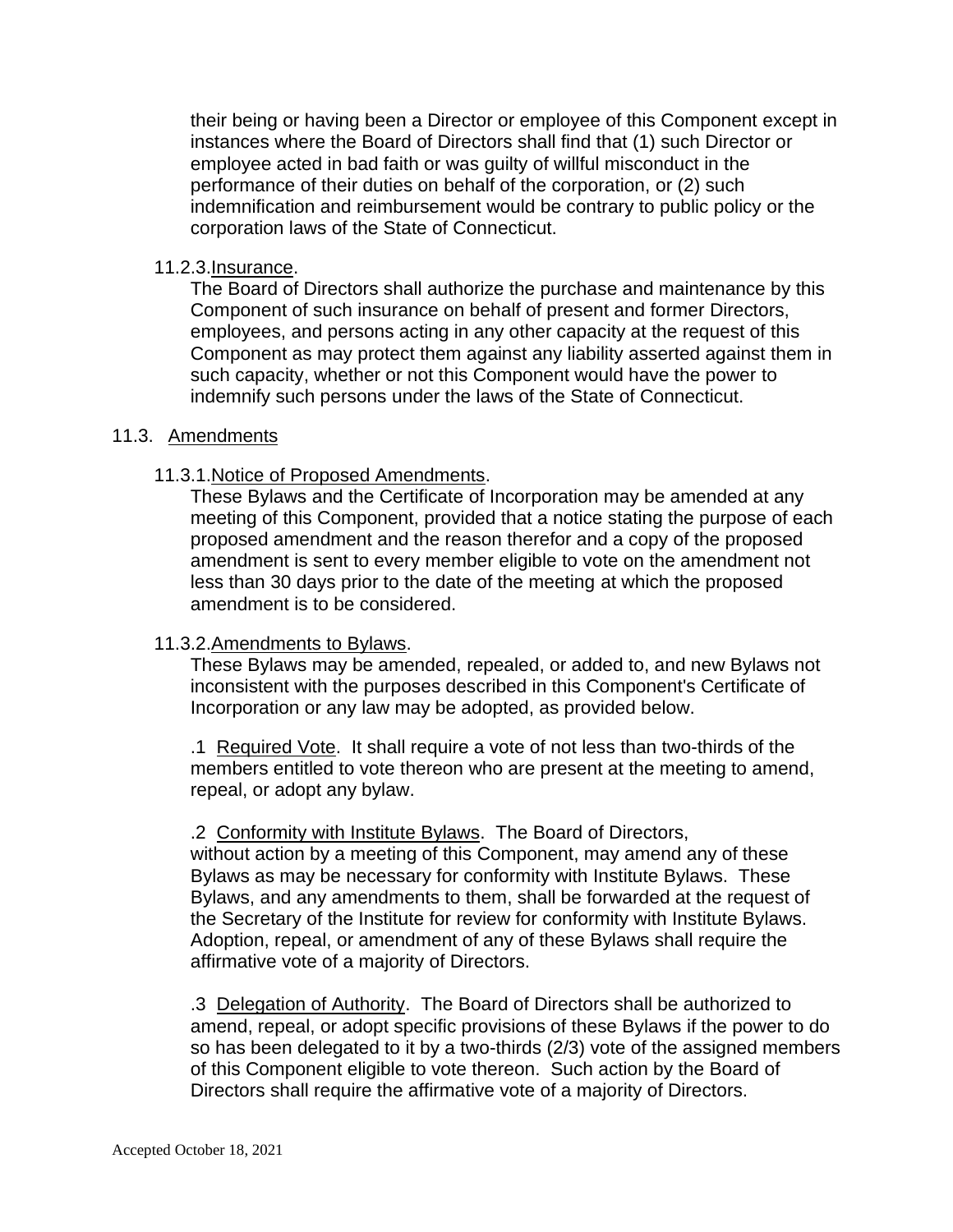their being or having been a Director or employee of this Component except in instances where the Board of Directors shall find that (1) such Director or employee acted in bad faith or was guilty of willful misconduct in the performance of their duties on behalf of the corporation, or (2) such indemnification and reimbursement would be contrary to public policy or the corporation laws of the State of Connecticut.

11.2.3. Insurance.

The Board of Directors shall authorize the purchase and maintenance by this Component of such insurance on behalf of present and former Directors, employees, and persons acting in any other capacity at the request of this Component as may protect them against any liability asserted against them in such capacity, whether or not this Component would have the power to indemnify such persons under the laws of the State of Connecticut.

11.3. Amendments

11.3.1. Notice of Proposed Amendments.

These Bylaws and the Certificate of Incorporation may be amended at any meeting of this Component, provided that a notice stating the purpose of each proposed amendment and the reason therefor and a copy of the proposed amendment is sent to every member eligible to vote on the amendment not less than 30 days prior to the date of the meeting at which the proposed amendment is to be considered.

11.3.2. Amendments to Bylaws.

These Bylaws may be amended, repealed, or added to, and new Bylaws not inconsistent with the purposes described in this Component's Certificate of Incorporation or any law may be adopted, as provided below.

.1 Required Vote. It shall require a vote of not less than two-thirds of the members entitled to vote thereon who are present at the meeting to amend, repeal, or adopt any bylaw.

.2 Conformity with Institute Bylaws. The Board of Directors, without action by a meeting of this Component, may amend any of these Bylaws as may be necessary for conformity with Institute Bylaws. These Bylaws, and any amendments to them, shall be forwarded at the request of the Secretary of the Institute for review for conformity with Institute Bylaws. Adoption, repeal, or amendment of any of these Bylaws shall require the affirmative vote of a majority of Directors.

.3 Delegation of Authority. The Board of Directors shall be authorized to amend, repeal, or adopt specific provisions of these Bylaws if the power to do so has been delegated to it by a two-thirds (2/3) vote of the assigned members of this Component eligible to vote thereon. Such action by the Board of Directors shall require the affirmative vote of a majority of Directors.

Accepted October 18, 2021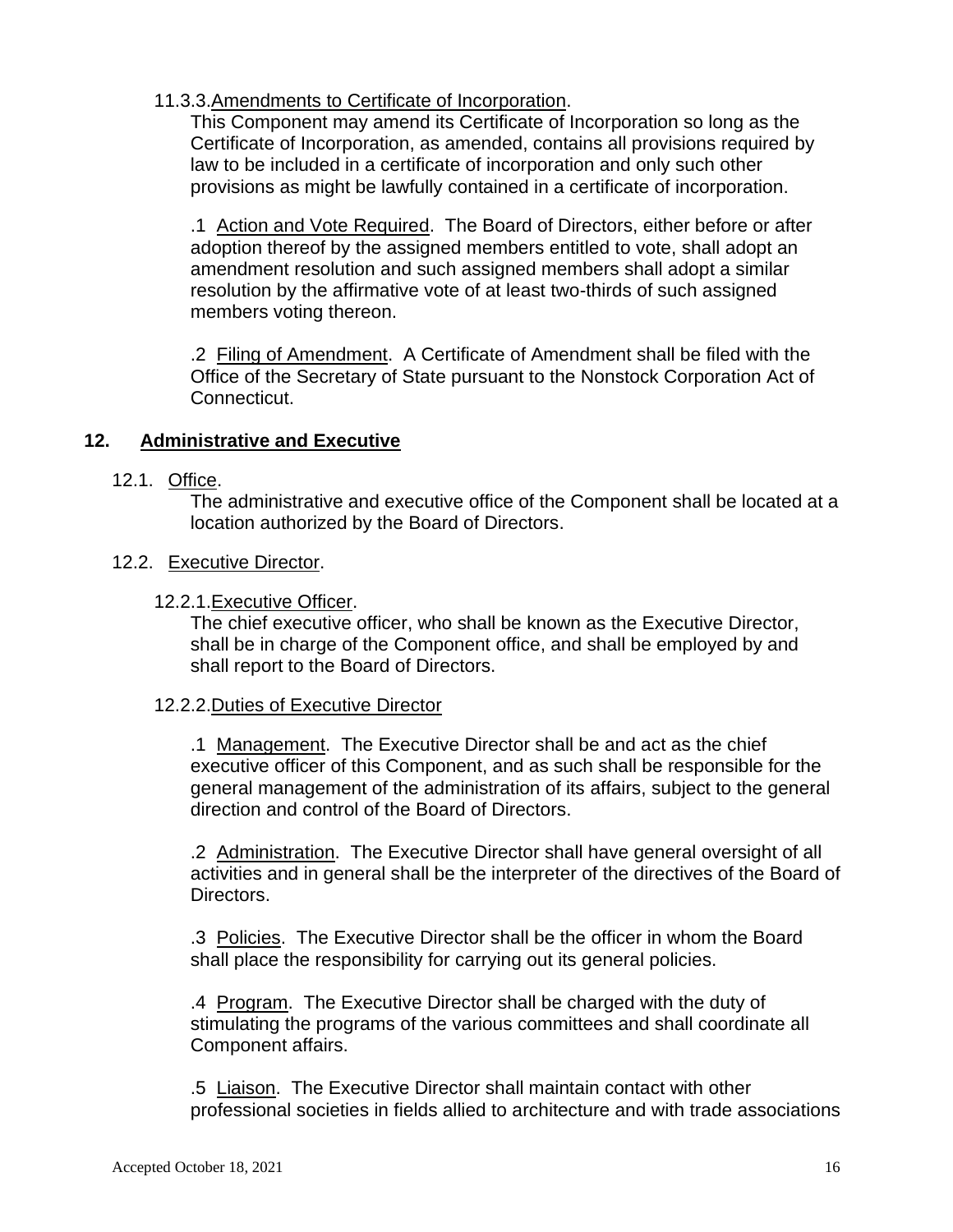11.3.3. Amendments to Certificate of Incorporation.

This Component may amend its Certificate of Incorporation so long as the Certificate of Incorporation, as amended, contains all provisions required by law to be included in a certificate of incorporation and only such other provisions as might be lawfully contained in a certificate of incorporation.

.1 Action and Vote Required. The Board of Directors, either before or after adoption thereof by the assigned members entitled to vote, shall adopt an amendment resolution and such assigned members shall adopt a similar resolution by the affirmative vote of at least two-thirds of such assigned members voting thereon.

.2 Filing of Amendment. A Certificate of Amendment shall be filed with the Office of the Secretary of State pursuant to the Nonstock Corporation Act of Connecticut.

## 12. Administrative and Executive

12.1. Office.

The administrative and executive office of the Component shall be located at a location authorized by the Board of Directors.

12.2. Executive Director.

12.2.1. Executive Officer.

The chief executive officer, who shall be known as the Executive Director, shall be in charge of the Component office, and shall be employed by and shall report to the Board of Directors.

12.2.2. Duties of Executive Director

.1 Management. The Executive Director shall be and act as the chief executive officer of this Component, and as such shall be responsible for the general management of the administration of its affairs, subject to the general direction and control of the Board of Directors.

.2 Administration. The Executive Director shall have general oversight of all activities and in general shall be the interpreter of the directives of the Board of Directors.

.3 Policies. The Executive Director shall be the officer in whom the Board shall place the responsibility for carrying out its general policies.

.4 Program. The Executive Director shall be charged with the duty of stimulating the programs of the various committees and shall coordinate all Component affairs.

.5 Liaison. The Executive Director shall maintain contact with other professional societies in fields allied to architecture and with trade associations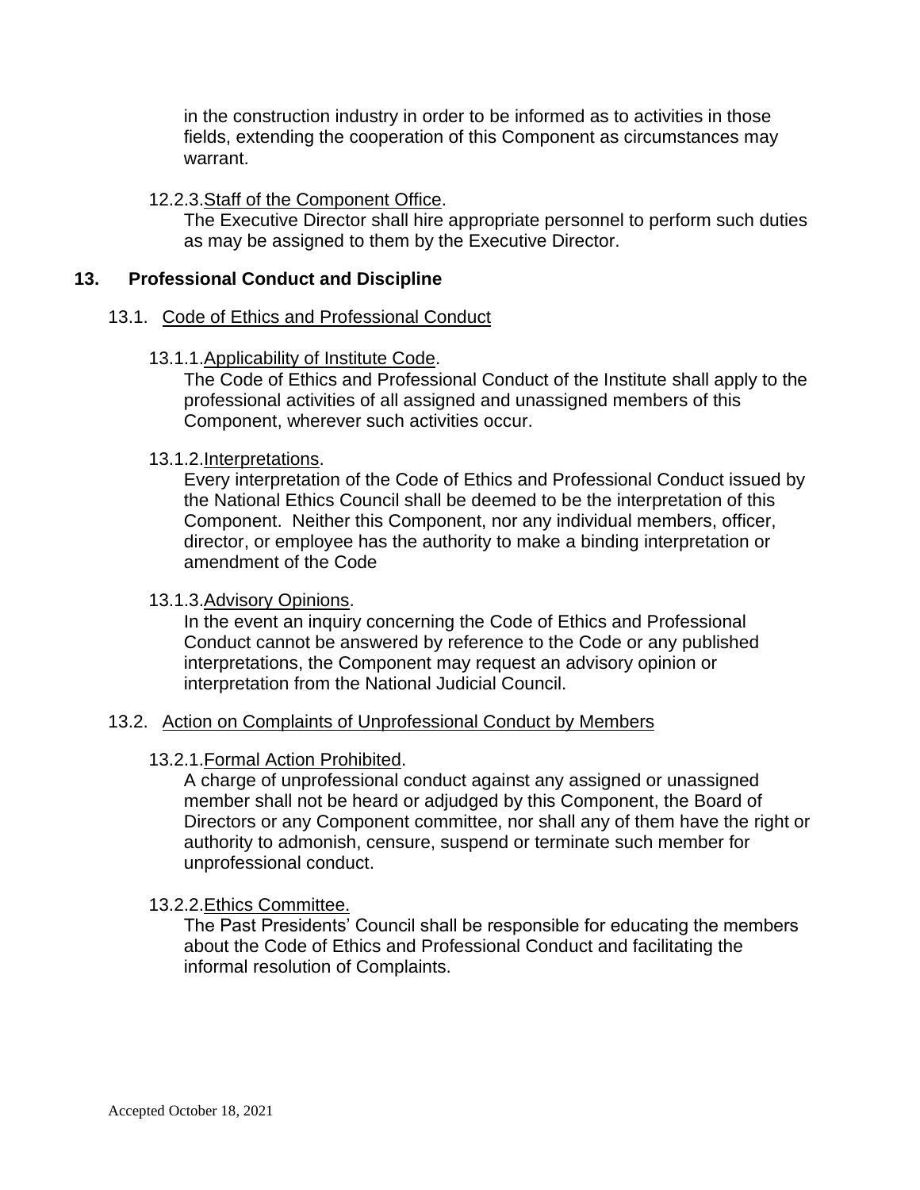in the construction industry in order to be informed as to activities in those fields, extending the cooperation of this Component as circumstances may warrant.

12.2.3. Staff of the Component Office.
The Executive Director shall hire appropriate personnel to perform such duties as may be assigned to them by the Executive Director.

## 13. Professional Conduct and Discipline

13.1. Code of Ethics and Professional Conduct

13.1.1. Applicability of Institute Code.
The Code of Ethics and Professional Conduct of the Institute shall apply to the professional activities of all assigned and unassigned members of this Component, wherever such activities occur.

13.1.2. Interpretations.
Every interpretation of the Code of Ethics and Professional Conduct issued by the National Ethics Council shall be deemed to be the interpretation of this Component. Neither this Component, nor any individual members, officer, director, or employee has the authority to make a binding interpretation or amendment of the Code

13.1.3. Advisory Opinions.
In the event an inquiry concerning the Code of Ethics and Professional Conduct cannot be answered by reference to the Code or any published interpretations, the Component may request an advisory opinion or interpretation from the National Judicial Council.

13.2. Action on Complaints of Unprofessional Conduct by Members

13.2.1. Formal Action Prohibited.
A charge of unprofessional conduct against any assigned or unassigned member shall not be heard or adjudged by this Component, the Board of Directors or any Component committee, nor shall any of them have the right or authority to admonish, censure, suspend or terminate such member for unprofessional conduct.

13.2.2. Ethics Committee.
The Past Presidents' Council shall be responsible for educating the members about the Code of Ethics and Professional Conduct and facilitating the informal resolution of Complaints.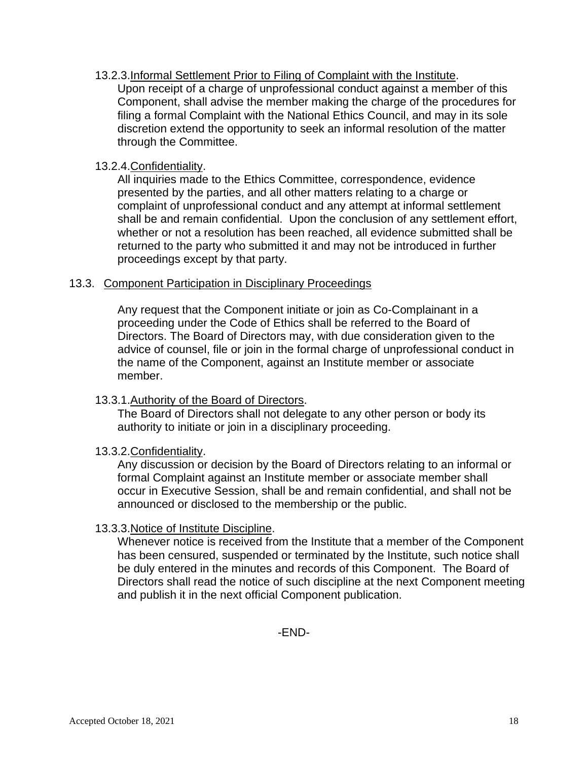13.2.3. Informal Settlement Prior to Filing of Complaint with the Institute.

Upon receipt of a charge of unprofessional conduct against a member of this Component, shall advise the member making the charge of the procedures for filing a formal Complaint with the National Ethics Council, and may in its sole discretion extend the opportunity to seek an informal resolution of the matter through the Committee.

13.2.4. Confidentiality.

All inquiries made to the Ethics Committee, correspondence, evidence presented by the parties, and all other matters relating to a charge or complaint of unprofessional conduct and any attempt at informal settlement shall be and remain confidential. Upon the conclusion of any settlement effort, whether or not a resolution has been reached, all evidence submitted shall be returned to the party who submitted it and may not be introduced in further proceedings except by that party.

13.3. Component Participation in Disciplinary Proceedings

Any request that the Component initiate or join as Co-Complainant in a proceeding under the Code of Ethics shall be referred to the Board of Directors. The Board of Directors may, with due consideration given to the advice of counsel, file or join in the formal charge of unprofessional conduct in the name of the Component, against an Institute member or associate member.

13.3.1. Authority of the Board of Directors.

The Board of Directors shall not delegate to any other person or body its authority to initiate or join in a disciplinary proceeding.

13.3.2. Confidentiality.

Any discussion or decision by the Board of Directors relating to an informal or formal Complaint against an Institute member or associate member shall occur in Executive Session, shall be and remain confidential, and shall not be announced or disclosed to the membership or the public.

13.3.3. Notice of Institute Discipline.

Whenever notice is received from the Institute that a member of the Component has been censured, suspended or terminated by the Institute, such notice shall be duly entered in the minutes and records of this Component. The Board of Directors shall read the notice of such discipline at the next Component meeting and publish it in the next official Component publication.

-END-